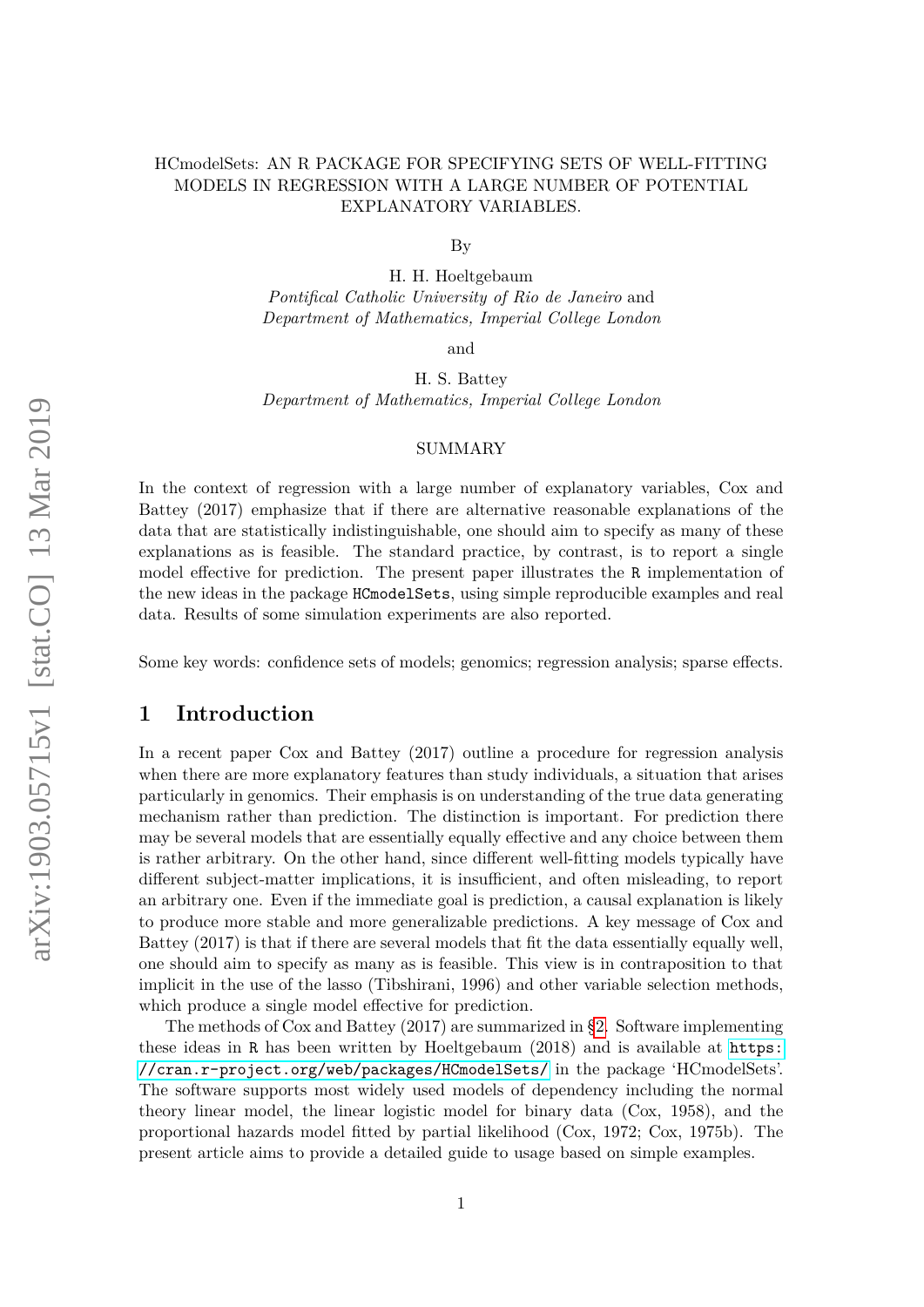# HCmodelSets: AN R PACKAGE FOR SPECIFYING SETS OF WELL-FITTING MODELS IN REGRESSION WITH A LARGE NUMBER OF POTENTIAL EXPLANATORY VARIABLES.

By

H. H. Hoeltgebaum
*Pontifical Catholic University of Rio de Janeiro* and
*Department of Mathematics, Imperial College London*

and

H. S. Battey
*Department of Mathematics, Imperial College London*

## SUMMARY

In the context of regression with a large number of explanatory variables, Cox and Battey (2017) emphasize that if there are alternative reasonable explanations of the data that are statistically indistinguishable, one should aim to specify as many of these explanations as is feasible. The standard practice, by contrast, is to report a single model effective for prediction. The present paper illustrates the `R` implementation of the new ideas in the package `HCmodelSets`, using simple reproducible examples and real data. Results of some simulation experiments are also reported.

Some key words: confidence sets of models; genomics; regression analysis; sparse effects.

## 1 Introduction

In a recent paper Cox and Battey (2017) outline a procedure for regression analysis when there are more explanatory features than study individuals, a situation that arises particularly in genomics. Their emphasis is on understanding of the true data generating mechanism rather than prediction. The distinction is important. For prediction there may be several models that are essentially equally effective and any choice between them is rather arbitrary. On the other hand, since different well-fitting models typically have different subject-matter implications, it is insufficient, and often misleading, to report an arbitrary one. Even if the immediate goal is prediction, a causal explanation is likely to produce more stable and more generalizable predictions. A key message of Cox and Battey (2017) is that if there are several models that fit the data essentially equally well, one should aim to specify as many as is feasible. This view is in contraposition to that implicit in the use of the lasso (Tibshirani, 1996) and other variable selection methods, which produce a single model effective for prediction.

The methods of Cox and Battey (2017) are summarized in §2. Software implementing these ideas in `R` has been written by Hoeltgebaum (2018) and is available at https://cran.r-project.org/web/packages/HCmodelSets/ in the package 'HCmodelSets'. The software supports most widely used models of dependency including the normal theory linear model, the linear logistic model for binary data (Cox, 1958), and the proportional hazards model fitted by partial likelihood (Cox, 1972; Cox, 1975b). The present article aims to provide a detailed guide to usage based on simple examples.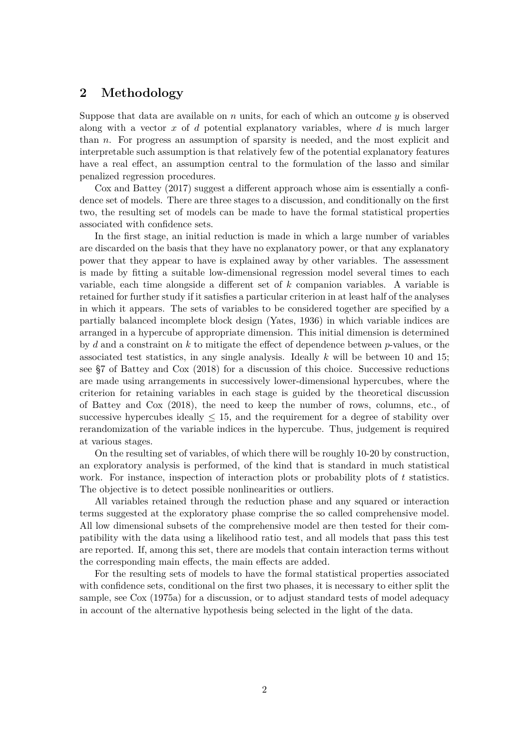## 2 Methodology

Suppose that data are available on $n$ units, for each of which an outcome $y$ is observed along with a vector $x$ of $d$ potential explanatory variables, where $d$ is much larger than $n$. For progress an assumption of sparsity is needed, and the most explicit and interpretable such assumption is that relatively few of the potential explanatory features have a real effect, an assumption central to the formulation of the lasso and similar penalized regression procedures.

Cox and Battey (2017) suggest a different approach whose aim is essentially a confidence set of models. There are three stages to a discussion, and conditionally on the first two, the resulting set of models can be made to have the formal statistical properties associated with confidence sets.

In the first stage, an initial reduction is made in which a large number of variables are discarded on the basis that they have no explanatory power, or that any explanatory power that they appear to have is explained away by other variables. The assessment is made by fitting a suitable low-dimensional regression model several times to each variable, each time alongside a different set of $k$ companion variables. A variable is retained for further study if it satisfies a particular criterion in at least half of the analyses in which it appears. The sets of variables to be considered together are specified by a partially balanced incomplete block design (Yates, 1936) in which variable indices are arranged in a hypercube of appropriate dimension. This initial dimension is determined by $d$ and a constraint on $k$ to mitigate the effect of dependence between $p$-values, or the associated test statistics, in any single analysis. Ideally $k$ will be between 10 and 15; see §7 of Battey and Cox (2018) for a discussion of this choice. Successive reductions are made using arrangements in successively lower-dimensional hypercubes, where the criterion for retaining variables in each stage is guided by the theoretical discussion of Battey and Cox (2018), the need to keep the number of rows, columns, etc., of successive hypercubes ideally $\leq 15$, and the requirement for a degree of stability over rerandomization of the variable indices in the hypercube. Thus, judgement is required at various stages.

On the resulting set of variables, of which there will be roughly 10-20 by construction, an exploratory analysis is performed, of the kind that is standard in much statistical work. For instance, inspection of interaction plots or probability plots of $t$ statistics. The objective is to detect possible nonlinearities or outliers.

All variables retained through the reduction phase and any squared or interaction terms suggested at the exploratory phase comprise the so called comprehensive model. All low dimensional subsets of the comprehensive model are then tested for their compatibility with the data using a likelihood ratio test, and all models that pass this test are reported. If, among this set, there are models that contain interaction terms without the corresponding main effects, the main effects are added.

For the resulting sets of models to have the formal statistical properties associated with confidence sets, conditional on the first two phases, it is necessary to either split the sample, see Cox (1975a) for a discussion, or to adjust standard tests of model adequacy in account of the alternative hypothesis being selected in the light of the data.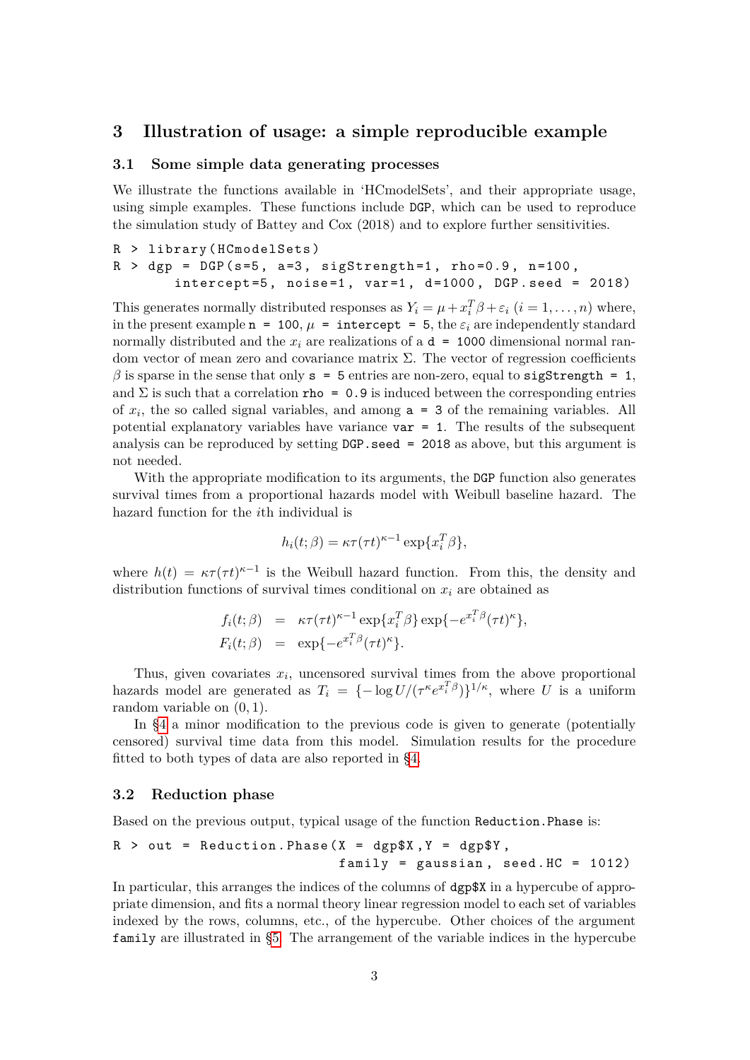## 3 Illustration of usage: a simple reproducible example

### 3.1 Some simple data generating processes

We illustrate the functions available in 'HCmodelSets', and their appropriate usage, using simple examples. These functions include `DGP`, which can be used to reproduce the simulation study of Battey and Cox (2018) and to explore further sensitivities.

```
R > library(HCmodelSets)
R > dgp = DGP(s=5, a=3, sigStrength=1, rho=0.9, n=100,
        intercept=5, noise=1, var=1, d=1000, DGP.seed = 2018)
```

This generates normally distributed responses as $Y_i = \mu + x_i^T\beta + \varepsilon_i$ $(i = 1, \ldots, n)$ where, in the present example `n = 100`, $\mu$ `= intercept = 5`, the $\varepsilon_i$ are independently standard normally distributed and the $x_i$ are realizations of a `d = 1000` dimensional normal random vector of mean zero and covariance matrix $\Sigma$. The vector of regression coefficients $\beta$ is sparse in the sense that only `s = 5` entries are non-zero, equal to `sigStrength = 1`, and $\Sigma$ is such that a correlation `rho = 0.9` is induced between the corresponding entries of $x_i$, the so called signal variables, and among `a = 3` of the remaining variables. All potential explanatory variables have variance `var = 1`. The results of the subsequent analysis can be reproduced by setting `DGP.seed = 2018` as above, but this argument is not needed.

With the appropriate modification to its arguments, the `DGP` function also generates survival times from a proportional hazards model with Weibull baseline hazard. The hazard function for the $i$th individual is

$$h_i(t;\beta) = \kappa\tau(\tau t)^{\kappa-1}\exp\{x_i^T\beta\},$$

where $h(t) = \kappa\tau(\tau t)^{\kappa-1}$ is the Weibull hazard function. From this, the density and distribution functions of survival times conditional on $x_i$ are obtained as

$$\begin{aligned} f_i(t;\beta) &= \kappa\tau(\tau t)^{\kappa-1}\exp\{x_i^T\beta\}\exp\{-e^{x_i^T\beta}(\tau t)^\kappa\}, \\ F_i(t;\beta) &= \exp\{-e^{x_i^T\beta}(\tau t)^\kappa\}. \end{aligned}$$

Thus, given covariates $x_i$, uncensored survival times from the above proportional hazards model are generated as $T_i = \{-\log U/(\tau^\kappa e^{x_i^T\beta})\}^{1/\kappa}$, where $U$ is a uniform random variable on $(0,1)$.

In §4 a minor modification to the previous code is given to generate (potentially censored) survival time data from this model. Simulation results for the procedure fitted to both types of data are also reported in §4.

### 3.2 Reduction phase

Based on the previous output, typical usage of the function `Reduction.Phase` is:

```
R > out = Reduction.Phase(X = dgp$X, Y = dgp$Y,
                          family = gaussian, seed.HC = 1012)
```

In particular, this arranges the indices of the columns of `dgp$X` in a hypercube of appropriate dimension, and fits a normal theory linear regression model to each set of variables indexed by the rows, columns, etc., of the hypercube. Other choices of the argument `family` are illustrated in §5. The arrangement of the variable indices in the hypercube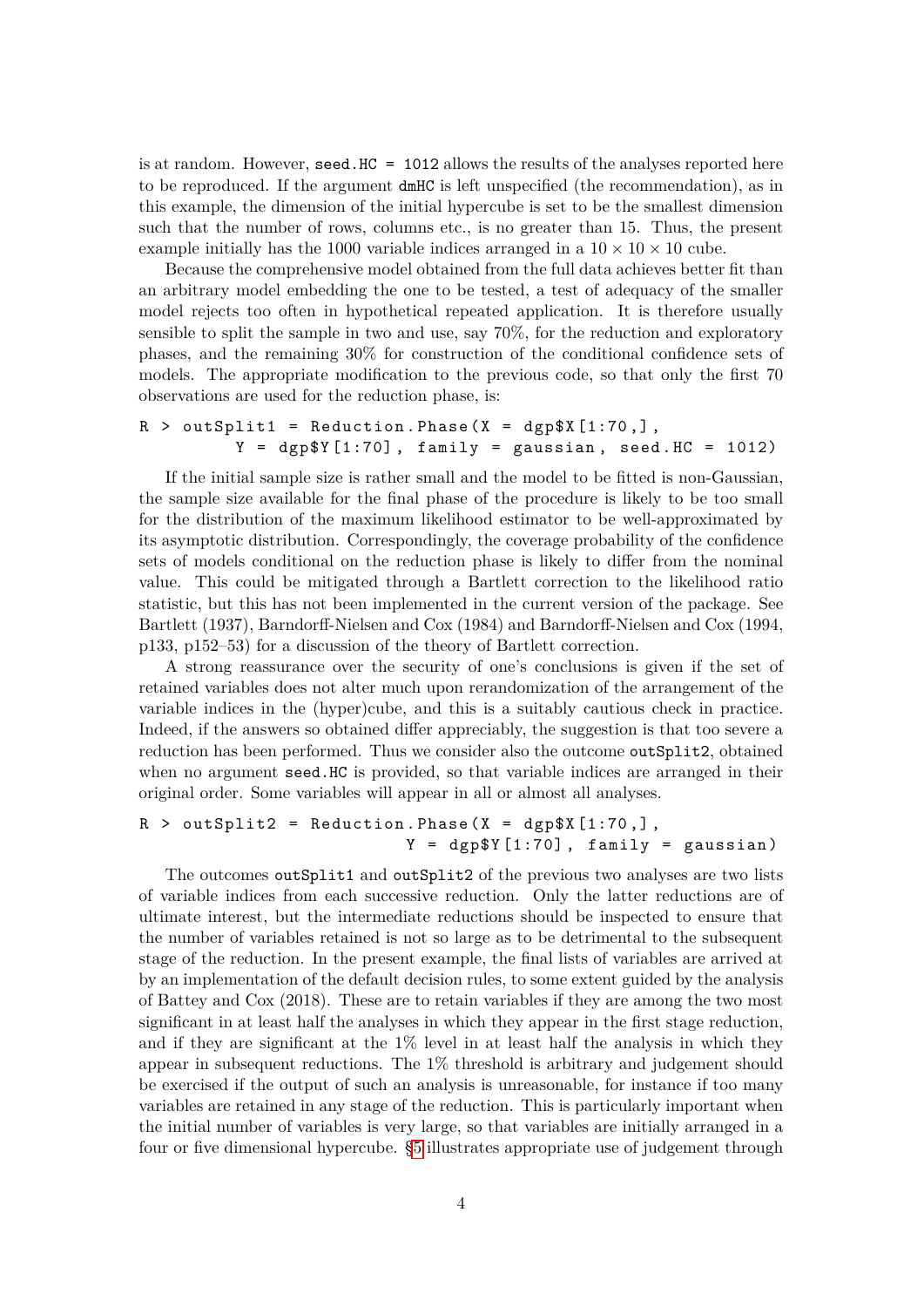is at random. However, `seed.HC = 1012` allows the results of the analyses reported here to be reproduced. If the argument `dmHC` is left unspecified (the recommendation), as in this example, the dimension of the initial hypercube is set to be the smallest dimension such that the number of rows, columns etc., is no greater than 15. Thus, the present example initially has the 1000 variable indices arranged in a $10 \times 10 \times 10$ cube.

Because the comprehensive model obtained from the full data achieves better fit than an arbitrary model embedding the one to be tested, a test of adequacy of the smaller model rejects too often in hypothetical repeated application. It is therefore usually sensible to split the sample in two and use, say 70%, for the reduction and exploratory phases, and the remaining 30% for construction of the conditional confidence sets of models. The appropriate modification to the previous code, so that only the first 70 observations are used for the reduction phase, is:

```
R > outSplit1 = Reduction.Phase(X = dgp$X[1:70,],
          Y = dgp$Y[1:70], family = gaussian, seed.HC = 1012)
```

If the initial sample size is rather small and the model to be fitted is non-Gaussian, the sample size available for the final phase of the procedure is likely to be too small for the distribution of the maximum likelihood estimator to be well-approximated by its asymptotic distribution. Correspondingly, the coverage probability of the confidence sets of models conditional on the reduction phase is likely to differ from the nominal value. This could be mitigated through a Bartlett correction to the likelihood ratio statistic, but this has not been implemented in the current version of the package. See Bartlett (1937), Barndorff-Nielsen and Cox (1984) and Barndorff-Nielsen and Cox (1994, p133, p152–53) for a discussion of the theory of Bartlett correction.

A strong reassurance over the security of one's conclusions is given if the set of retained variables does not alter much upon rerandomization of the arrangement of the variable indices in the (hyper)cube, and this is a suitably cautious check in practice. Indeed, if the answers so obtained differ appreciably, the suggestion is that too severe a reduction has been performed. Thus we consider also the outcome `outSplit2`, obtained when no argument `seed.HC` is provided, so that variable indices are arranged in their original order. Some variables will appear in all or almost all analyses.

```
R > outSplit2 = Reduction.Phase(X = dgp$X[1:70,],
                               Y = dgp$Y[1:70], family = gaussian)
```

The outcomes `outSplit1` and `outSplit2` of the previous two analyses are two lists of variable indices from each successive reduction. Only the latter reductions are of ultimate interest, but the intermediate reductions should be inspected to ensure that the number of variables retained is not so large as to be detrimental to the subsequent stage of the reduction. In the present example, the final lists of variables are arrived at by an implementation of the default decision rules, to some extent guided by the analysis of Battey and Cox (2018). These are to retain variables if they are among the two most significant in at least half the analyses in which they appear in the first stage reduction, and if they are significant at the 1% level in at least half the analysis in which they appear in subsequent reductions. The 1% threshold is arbitrary and judgement should be exercised if the output of such an analysis is unreasonable, for instance if too many variables are retained in any stage of the reduction. This is particularly important when the initial number of variables is very large, so that variables are initially arranged in a four or five dimensional hypercube. §5 illustrates appropriate use of judgement through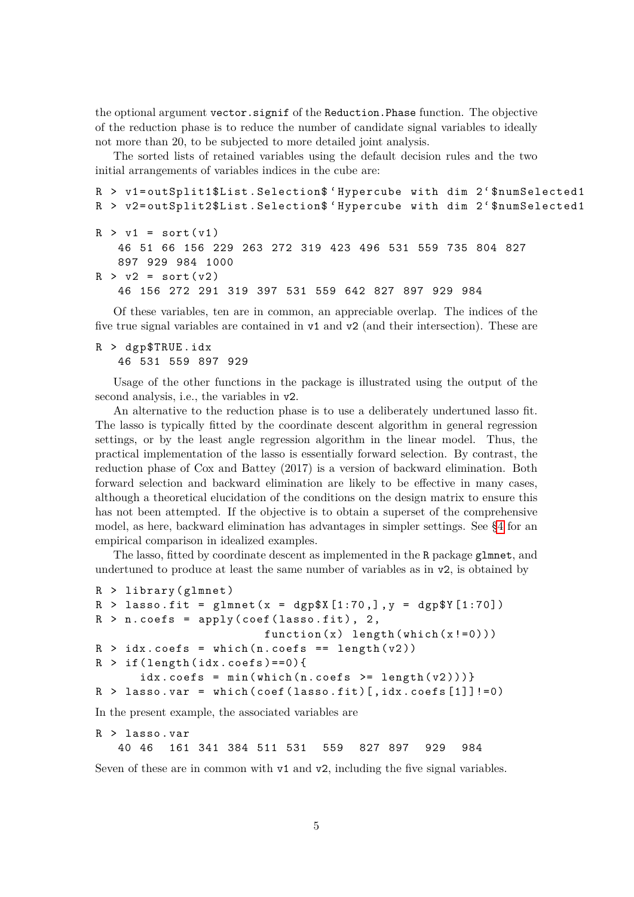the optional argument `vector.signif` of the `Reduction.Phase` function. The objective of the reduction phase is to reduce the number of candidate signal variables to ideally not more than 20, to be subjected to more detailed joint analysis.

The sorted lists of retained variables using the default decision rules and the two initial arrangements of variables indices in the cube are:

```
R > v1=outSplit1$List.Selection$`Hypercube with dim 2`$numSelected1
R > v2=outSplit2$List.Selection$`Hypercube with dim 2`$numSelected1

R > v1 = sort(v1)
   46 51 66 156 229 263 272 319 423 496 531 559 735 804 827
   897 929 984 1000
R > v2 = sort(v2)
   46 156 272 291 319 397 531 559 642 827 897 929 984
```

Of these variables, ten are in common, an appreciable overlap. The indices of the five true signal variables are contained in v1 and v2 (and their intersection). These are

```
R > dgp$TRUE.idx
   46 531 559 897 929
```

Usage of the other functions in the package is illustrated using the output of the second analysis, i.e., the variables in v2.

An alternative to the reduction phase is to use a deliberately undertuned lasso fit. The lasso is typically fitted by the coordinate descent algorithm in general regression settings, or by the least angle regression algorithm in the linear model. Thus, the practical implementation of the lasso is essentially forward selection. By contrast, the reduction phase of Cox and Battey (2017) is a version of backward elimination. Both forward selection and backward elimination are likely to be effective in many cases, although a theoretical elucidation of the conditions on the design matrix to ensure this has not been attempted. If the objective is to obtain a superset of the comprehensive model, as here, backward elimination has advantages in simpler settings. See §4 for an empirical comparison in idealized examples.

The lasso, fitted by coordinate descent as implemented in the R package `glmnet`, and undertuned to produce at least the same number of variables as in v2, is obtained by

```
R > library(glmnet)
R > lasso.fit = glmnet(x = dgp$X[1:70,],y = dgp$Y[1:70])
R > n.coefs = apply(coef(lasso.fit), 2,
                     function(x) length(which(x!=0)))
R > idx.coefs = which(n.coefs == length(v2))
R > if(length(idx.coefs)==0){
      idx.coefs = min(which(n.coefs >= length(v2)))}
R > lasso.var = which(coef(lasso.fit)[,idx.coefs[1]]!=0)
```

In the present example, the associated variables are

```
R > lasso.var
   40 46  161 341 384 511 531  559  827 897  929  984
```

Seven of these are in common with v1 and v2, including the five signal variables.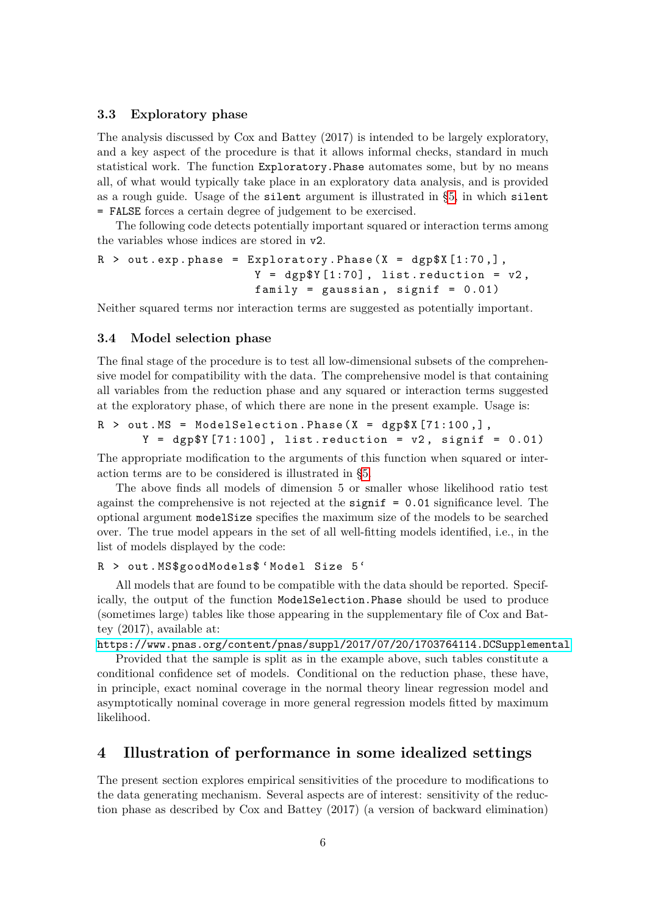### 3.3 Exploratory phase

The analysis discussed by Cox and Battey (2017) is intended to be largely exploratory, and a key aspect of the procedure is that it allows informal checks, standard in much statistical work. The function `Exploratory.Phase` automates some, but by no means all, of what would typically take place in an exploratory data analysis, and is provided as a rough guide. Usage of the `silent` argument is illustrated in §5, in which `silent = FALSE` forces a certain degree of judgement to be exercised.

The following code detects potentially important squared or interaction terms among the variables whose indices are stored in `v2`.

```
R > out.exp.phase = Exploratory.Phase(X = dgp$X[1:70,],
                          Y = dgp$Y[1:70], list.reduction = v2,
                          family = gaussian, signif = 0.01)
```

Neither squared terms nor interaction terms are suggested as potentially important.

### 3.4 Model selection phase

The final stage of the procedure is to test all low-dimensional subsets of the comprehensive model for compatibility with the data. The comprehensive model is that containing all variables from the reduction phase and any squared or interaction terms suggested at the exploratory phase, of which there are none in the present example. Usage is:

```
R > out.MS = ModelSelection.Phase(X = dgp$X[71:100,],
      Y = dgp$Y[71:100], list.reduction = v2, signif = 0.01)
```

The appropriate modification to the arguments of this function when squared or interaction terms are to be considered is illustrated in §5.

The above finds all models of dimension 5 or smaller whose likelihood ratio test against the comprehensive is not rejected at the `signif = 0.01` significance level. The optional argument `modelSize` specifies the maximum size of the models to be searched over. The true model appears in the set of all well-fitting models identified, i.e., in the list of models displayed by the code:

```
R > out.MS$goodModels$`Model Size 5`
```

All models that are found to be compatible with the data should be reported. Specifically, the output of the function `ModelSelection.Phase` should be used to produce (sometimes large) tables like those appearing in the supplementary file of Cox and Battey (2017), available at:

https://www.pnas.org/content/pnas/suppl/2017/07/20/1703764114.DCSupplemental

Provided that the sample is split as in the example above, such tables constitute a conditional confidence set of models. Conditional on the reduction phase, these have, in principle, exact nominal coverage in the normal theory linear regression model and asymptotically nominal coverage in more general regression models fitted by maximum likelihood.

## 4 Illustration of performance in some idealized settings

The present section explores empirical sensitivities of the procedure to modifications to the data generating mechanism. Several aspects are of interest: sensitivity of the reduction phase as described by Cox and Battey (2017) (a version of backward elimination)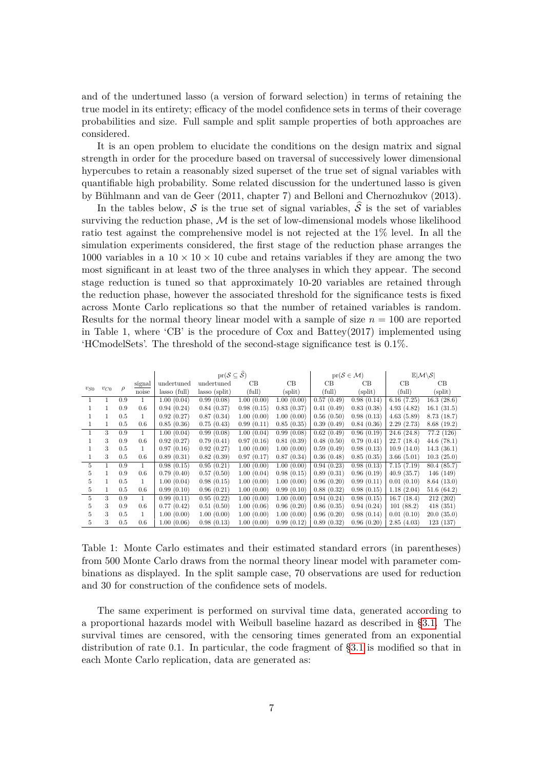and of the undertuned lasso (a version of forward selection) in terms of retaining the true model in its entirety; efficacy of the model confidence sets in terms of their coverage probabilities and size. Full sample and split sample properties of both approaches are considered.

It is an open problem to elucidate the conditions on the design matrix and signal strength in order for the procedure based on traversal of successively lower dimensional hypercubes to retain a reasonably sized superset of the true set of signal variables with quantifiable high probability. Some related discussion for the undertuned lasso is given by Bühlmann and van de Geer (2011, chapter 7) and Belloni and Chernozhukov (2013).

In the tables below, $\mathcal{S}$ is the true set of signal variables, $\widehat{\mathcal{S}}$ is the set of variables surviving the reduction phase, $\mathcal{M}$ is the set of low-dimensional models whose likelihood ratio test against the comprehensive model is not rejected at the 1% level. In all the simulation experiments considered, the first stage of the reduction phase arranges the 1000 variables in a $10 \times 10 \times 10$ cube and retains variables if they are among the two most significant in at least two of the three analyses in which they appear. The second stage reduction is tuned so that approximately 10-20 variables are retained through the reduction phase, however the associated threshold for the significance tests is fixed across Monte Carlo replications so that the number of retained variables is random. Results for the normal theory linear model with a sample of size $n = 100$ are reported in Table 1, where 'CB' is the procedure of Cox and Battey(2017) implemented using 'HCmodelSets'. The threshold of the second-stage significance test is 0.1%.

| | | | | $\mathrm{pr}(\mathcal{S} \subseteq \widehat{\mathcal{S}})$ | | | | $\mathrm{pr}(\mathcal{S} \in \mathcal{M})$ | | $\mathbb{E}\lvert\mathcal{M}\backslash\mathcal{S}\rvert$ | |
|---|---|---|---|---|---|---|---|---|---|---|---|
| $v_{S0}$ | $v_{C0}$ | $\rho$ | signal/noise | undertuned lasso (full) | undertuned lasso (split) | CB (full) | CB (split) | CB (full) | CB (split) | CB (full) | CB (split) |
| 1 | 1 | 0.9 | 1 | 1.00 (0.04) | 0.99 (0.08) | 1.00 (0.00) | 1.00 (0.00) | 0.57 (0.49) | 0.98 (0.14) | 6.16 (7.25) | 16.3 (28.6) |
| 1 | 1 | 0.9 | 0.6 | 0.94 (0.24) | 0.84 (0.37) | 0.98 (0.15) | 0.83 (0.37) | 0.41 (0.49) | 0.83 (0.38) | 4.93 (4.82) | 16.1 (31.5) |
| 1 | 1 | 0.5 | 1 | 0.92 (0.27) | 0.87 (0.34) | 1.00 (0.00) | 1.00 (0.00) | 0.56 (0.50) | 0.98 (0.13) | 4.63 (5.89) | 8.73 (18.7) |
| 1 | 1 | 0.5 | 0.6 | 0.85 (0.36) | 0.75 (0.43) | 0.99 (0.11) | 0.85 (0.35) | 0.39 (0.49) | 0.84 (0.36) | 2.29 (2.73) | 8.68 (19.2) |
| 1 | 3 | 0.9 | 1 | 1.00 (0.04) | 0.99 (0.08) | 1.00 (0.04) | 0.99 (0.08) | 0.62 (0.49) | 0.96 (0.19) | 24.6 (24.8) | 77.2 (126) |
| 1 | 3 | 0.9 | 0.6 | 0.92 (0.27) | 0.79 (0.41) | 0.97 (0.16) | 0.81 (0.39) | 0.48 (0.50) | 0.79 (0.41) | 22.7 (18.4) | 44.6 (78.1) |
| 1 | 3 | 0.5 | 1 | 0.97 (0.16) | 0.92 (0.27) | 1.00 (0.00) | 1.00 (0.00) | 0.59 (0.49) | 0.98 (0.13) | 10.9 (14.0) | 14.3 (36.1) |
| 1 | 3 | 0.5 | 0.6 | 0.89 (0.31) | 0.82 (0.39) | 0.97 (0.17) | 0.87 (0.34) | 0.36 (0.48) | 0.85 (0.35) | 3.66 (5.01) | 10.3 (25.0) |
| 5 | 1 | 0.9 | 1 | 0.98 (0.15) | 0.95 (0.21) | 1.00 (0.00) | 1.00 (0.00) | 0.94 (0.23) | 0.98 (0.13) | 7.15 (7.19) | 80.4 (85.7) |
| 5 | 1 | 0.9 | 0.6 | 0.79 (0.40) | 0.57 (0.50) | 1.00 (0.04) | 0.98 (0.15) | 0.89 (0.31) | 0.96 (0.19) | 40.9 (35.7) | 146 (149) |
| 5 | 1 | 0.5 | 1 | 1.00 (0.04) | 0.98 (0.15) | 1.00 (0.00) | 1.00 (0.00) | 0.96 (0.20) | 0.99 (0.11) | 0.01 (0.10) | 8.64 (13.0) |
| 5 | 1 | 0.5 | 0.6 | 0.99 (0.10) | 0.96 (0.21) | 1.00 (0.00) | 0.99 (0.10) | 0.88 (0.32) | 0.98 (0.15) | 1.18 (2.04) | 51.6 (64.2) |
| 5 | 3 | 0.9 | 1 | 0.99 (0.11) | 0.95 (0.22) | 1.00 (0.00) | 1.00 (0.00) | 0.94 (0.24) | 0.98 (0.15) | 16.7 (18.4) | 212 (202) |
| 5 | 3 | 0.9 | 0.6 | 0.77 (0.42) | 0.51 (0.50) | 1.00 (0.06) | 0.96 (0.20) | 0.86 (0.35) | 0.94 (0.24) | 101 (88.2) | 418 (351) |
| 5 | 3 | 0.5 | 1 | 1.00 (0.00) | 1.00 (0.00) | 1.00 (0.00) | 1.00 (0.00) | 0.96 (0.20) | 0.98 (0.14) | 0.01 (0.10) | 20.0 (35.0) |
| 5 | 3 | 0.5 | 0.6 | 1.00 (0.06) | 0.98 (0.13) | 1.00 (0.00) | 0.99 (0.12) | 0.89 (0.32) | 0.96 (0.20) | 2.85 (4.03) | 123 (137) |

Table 1: Monte Carlo estimates and their estimated standard errors (in parentheses) from 500 Monte Carlo draws from the normal theory linear model with parameter combinations as displayed. In the split sample case, 70 observations are used for reduction and 30 for construction of the confidence sets of models.

The same experiment is performed on survival time data, generated according to a proportional hazards model with Weibull baseline hazard as described in §3.1. The survival times are censored, with the censoring times generated from an exponential distribution of rate 0.1. In particular, the code fragment of §3.1 is modified so that in each Monte Carlo replication, data are generated as: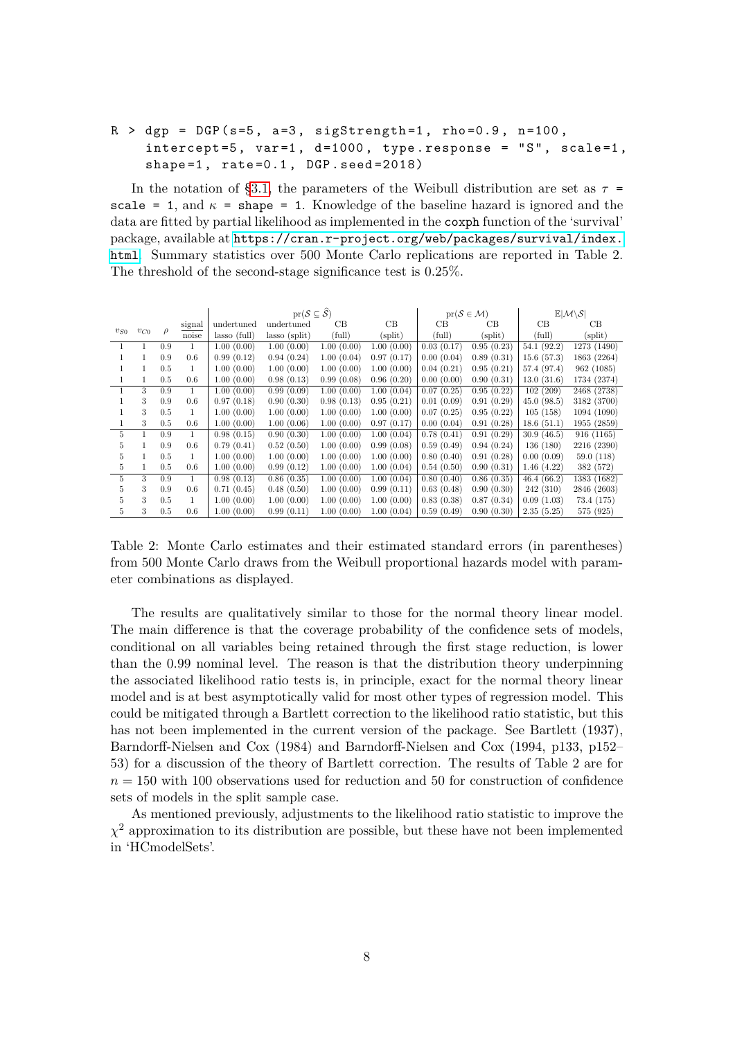```
R > dgp = DGP(s=5, a=3, sigStrength=1, rho=0.9, n=100,
    intercept=5, var=1, d=1000, type.response = "S", scale=1,
    shape=1, rate=0.1, DGP.seed=2018)
```

In the notation of §3.1, the parameters of the Weibull distribution are set as $\tau$ = `scale = 1`, and $\kappa$ = `shape = 1`. Knowledge of the baseline hazard is ignored and the data are fitted by partial likelihood as implemented in the `coxph` function of the 'survival' package, available at https://cran.r-project.org/web/packages/survival/index.html. Summary statistics over 500 Monte Carlo replications are reported in Table 2. The threshold of the second-stage significance test is 0.25%.

| | | | | $\text{pr}(\mathcal{S} \subseteq \widehat{\mathcal{S}})$ | | | | $\text{pr}(\mathcal{S} \in \mathcal{M})$ | | $\mathbb{E}\lvert\mathcal{M}\backslash\mathcal{S}\rvert$ | |
|---|---|---|---|---|---|---|---|---|---|---|---|
| $v_{S0}$ | $v_{C0}$ | $\rho$ | signal/noise | undertuned lasso (full) | undertuned lasso (split) | CB (full) | CB (split) | CB (full) | CB (split) | CB (full) | CB (split) |
| 1 | 1 | 0.9 | 1 | 1.00 (0.00) | 1.00 (0.00) | 1.00 (0.00) | 1.00 (0.00) | 0.03 (0.17) | 0.95 (0.23) | 54.1 (92.2) | 1273 (1490) |
| 1 | 1 | 0.9 | 0.6 | 0.99 (0.12) | 0.94 (0.24) | 1.00 (0.04) | 0.97 (0.17) | 0.00 (0.04) | 0.89 (0.31) | 15.6 (57.3) | 1863 (2264) |
| 1 | 1 | 0.5 | 1 | 1.00 (0.00) | 1.00 (0.00) | 1.00 (0.00) | 1.00 (0.00) | 0.04 (0.21) | 0.95 (0.21) | 57.4 (97.4) | 962 (1085) |
| 1 | 1 | 0.5 | 0.6 | 1.00 (0.00) | 0.98 (0.13) | 0.99 (0.08) | 0.96 (0.20) | 0.00 (0.00) | 0.90 (0.31) | 13.0 (31.6) | 1734 (2374) |
| 1 | 3 | 0.9 | 1 | 1.00 (0.00) | 0.99 (0.09) | 1.00 (0.00) | 1.00 (0.04) | 0.07 (0.25) | 0.95 (0.22) | 102 (209) | 2468 (2738) |
| 1 | 3 | 0.9 | 0.6 | 0.97 (0.18) | 0.90 (0.30) | 0.98 (0.13) | 0.95 (0.21) | 0.01 (0.09) | 0.91 (0.29) | 45.0 (98.5) | 3182 (3700) |
| 1 | 3 | 0.5 | 1 | 1.00 (0.00) | 1.00 (0.00) | 1.00 (0.00) | 1.00 (0.00) | 0.07 (0.25) | 0.95 (0.22) | 105 (158) | 1094 (1090) |
| 1 | 3 | 0.5 | 0.6 | 1.00 (0.00) | 1.00 (0.06) | 1.00 (0.00) | 0.97 (0.17) | 0.00 (0.04) | 0.91 (0.28) | 18.6 (51.1) | 1955 (2859) |
| 5 | 1 | 0.9 | 1 | 0.98 (0.15) | 0.90 (0.30) | 1.00 (0.00) | 1.00 (0.04) | 0.78 (0.41) | 0.91 (0.29) | 30.9 (46.5) | 916 (1165) |
| 5 | 1 | 0.9 | 0.6 | 0.79 (0.41) | 0.52 (0.50) | 1.00 (0.00) | 0.99 (0.08) | 0.59 (0.49) | 0.94 (0.24) | 136 (180) | 2216 (2390) |
| 5 | 1 | 0.5 | 1 | 1.00 (0.00) | 1.00 (0.00) | 1.00 (0.00) | 1.00 (0.00) | 0.80 (0.40) | 0.91 (0.28) | 0.00 (0.09) | 59.0 (118) |
| 5 | 1 | 0.5 | 0.6 | 1.00 (0.00) | 0.99 (0.12) | 1.00 (0.00) | 1.00 (0.04) | 0.54 (0.50) | 0.90 (0.31) | 1.46 (4.22) | 382 (572) |
| 5 | 3 | 0.9 | 1 | 0.98 (0.13) | 0.86 (0.35) | 1.00 (0.00) | 1.00 (0.04) | 0.80 (0.40) | 0.86 (0.35) | 46.4 (66.2) | 1383 (1682) |
| 5 | 3 | 0.9 | 0.6 | 0.71 (0.45) | 0.48 (0.50) | 1.00 (0.00) | 0.99 (0.11) | 0.63 (0.48) | 0.90 (0.30) | 242 (310) | 2846 (2603) |
| 5 | 3 | 0.5 | 1 | 1.00 (0.00) | 1.00 (0.00) | 1.00 (0.00) | 1.00 (0.00) | 0.83 (0.38) | 0.87 (0.34) | 0.09 (1.03) | 73.4 (175) |
| 5 | 3 | 0.5 | 0.6 | 1.00 (0.00) | 0.99 (0.11) | 1.00 (0.00) | 1.00 (0.04) | 0.59 (0.49) | 0.90 (0.30) | 2.35 (5.25) | 575 (925) |

Table 2: Monte Carlo estimates and their estimated standard errors (in parentheses) from 500 Monte Carlo draws from the Weibull proportional hazards model with parameter combinations as displayed.

The results are qualitatively similar to those for the normal theory linear model. The main difference is that the coverage probability of the confidence sets of models, conditional on all variables being retained through the first stage reduction, is lower than the 0.99 nominal level. The reason is that the distribution theory underpinning the associated likelihood ratio tests is, in principle, exact for the normal theory linear model and is at best asymptotically valid for most other types of regression model. This could be mitigated through a Bartlett correction to the likelihood ratio statistic, but this has not been implemented in the current version of the package. See Bartlett (1937), Barndorff-Nielsen and Cox (1984) and Barndorff-Nielsen and Cox (1994, p133, p152–53) for a discussion of the theory of Bartlett correction. The results of Table 2 are for $n = 150$ with 100 observations used for reduction and 50 for construction of confidence sets of models in the split sample case.

As mentioned previously, adjustments to the likelihood ratio statistic to improve the $\chi^2$ approximation to its distribution are possible, but these have not been implemented in 'HCmodelSets'.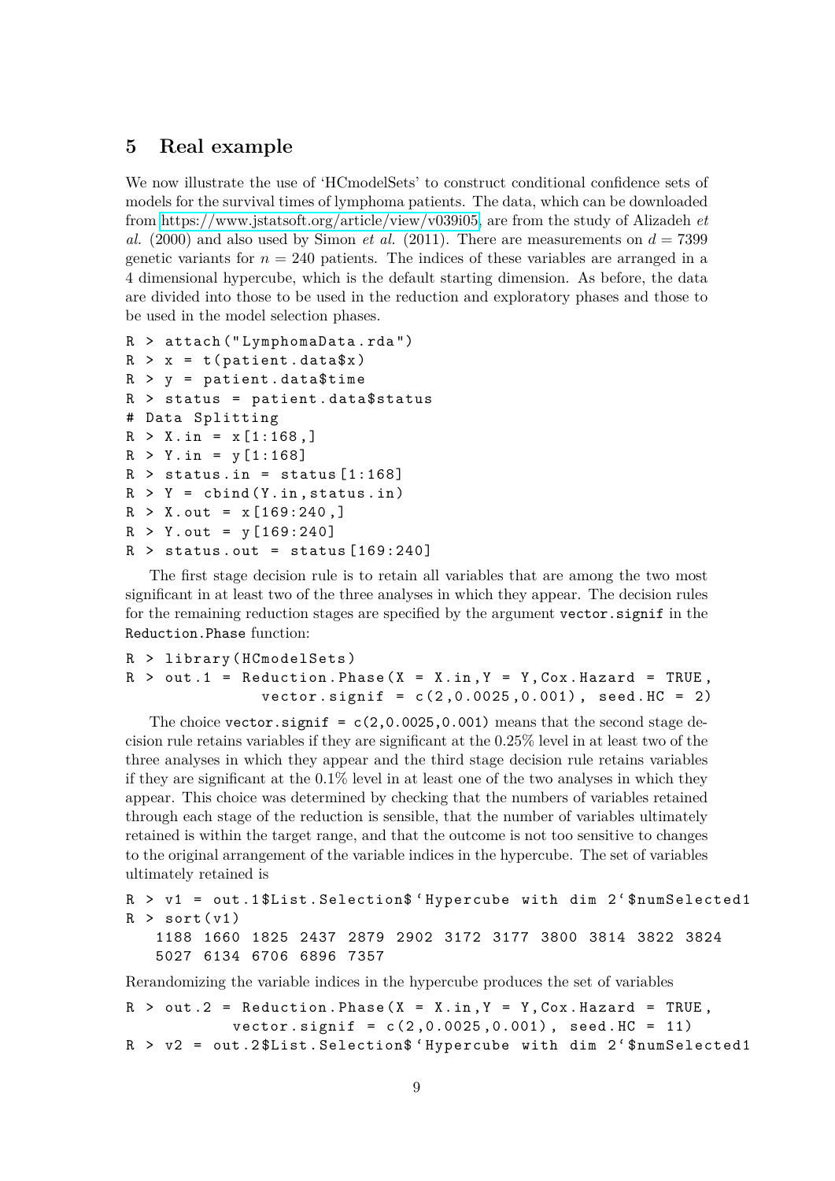## 5 Real example

We now illustrate the use of 'HCmodelSets' to construct conditional confidence sets of models for the survival times of lymphoma patients. The data, which can be downloaded from https://www.jstatsoft.org/article/view/v039i05, are from the study of Alizadeh *et al.* (2000) and also used by Simon *et al.* (2011). There are measurements on $d = 7399$ genetic variants for $n = 240$ patients. The indices of these variables are arranged in a 4 dimensional hypercube, which is the default starting dimension. As before, the data are divided into those to be used in the reduction and exploratory phases and those to be used in the model selection phases.

```
R > attach("LymphomaData.rda")
R > x = t(patient.data$x)
R > y = patient.data$time
R > status = patient.data$status
# Data Splitting
R > X.in = x[1:168,]
R > Y.in = y[1:168]
R > status.in = status[1:168]
R > Y = cbind(Y.in,status.in)
R > X.out = x[169:240,]
R > Y.out = y[169:240]
R > status.out = status[169:240]
```

The first stage decision rule is to retain all variables that are among the two most significant in at least two of the three analyses in which they appear. The decision rules for the remaining reduction stages are specified by the argument `vector.signif` in the `Reduction.Phase` function:

```
R > library(HCmodelSets)
R > out.1 = Reduction.Phase(X = X.in,Y = Y,Cox.Hazard = TRUE,
              vector.signif = c(2,0.0025,0.001), seed.HC = 2)
```

The choice `vector.signif = c(2,0.0025,0.001)` means that the second stage decision rule retains variables if they are significant at the 0.25% level in at least two of the three analyses in which they appear and the third stage decision rule retains variables if they are significant at the 0.1% level in at least one of the two analyses in which they appear. This choice was determined by checking that the numbers of variables retained through each stage of the reduction is sensible, that the number of variables ultimately retained is within the target range, and that the outcome is not too sensitive to changes to the original arrangement of the variable indices in the hypercube. The set of variables ultimately retained is

```
R > v1 = out.1$List.Selection$`Hypercube with dim 2`$numSelected1
R > sort(v1)
   1188 1660 1825 2437 2879 2902 3172 3177 3800 3814 3822 3824
   5027 6134 6706 6896 7357
```

Rerandomizing the variable indices in the hypercube produces the set of variables

```
R > out.2 = Reduction.Phase(X = X.in,Y = Y,Cox.Hazard = TRUE,
           vector.signif = c(2,0.0025,0.001), seed.HC = 11)
R > v2 = out.2$List.Selection$`Hypercube with dim 2`$numSelected1
```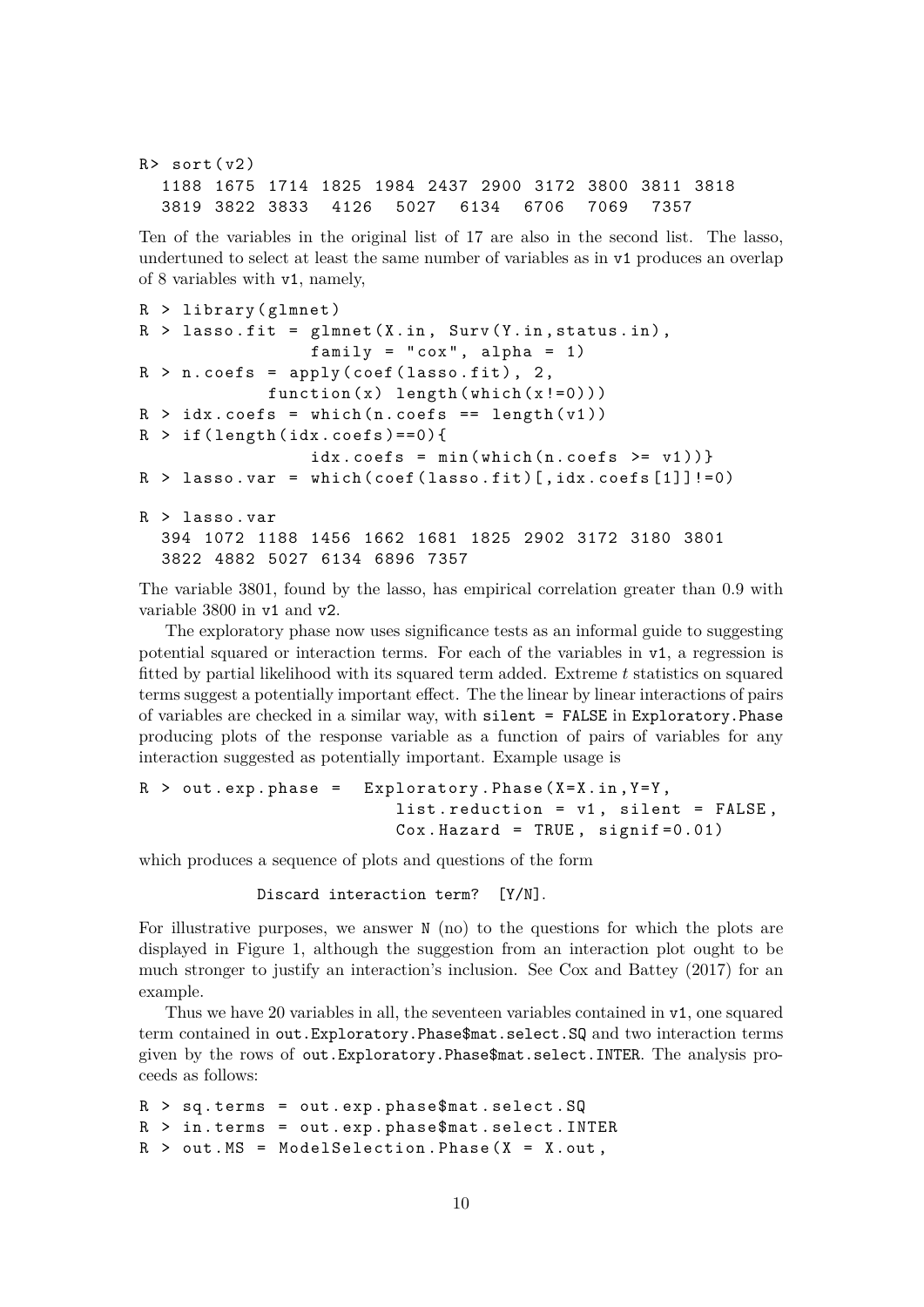```
R> sort(v2)
  1188 1675 1714 1825 1984 2437 2900 3172 3800 3811 3818
  3819 3822 3833  4126  5027  6134  6706  7069  7357
```

Ten of the variables in the original list of 17 are also in the second list. The lasso, undertuned to select at least the same number of variables as in `v1` produces an overlap of 8 variables with `v1`, namely,

```
R > library(glmnet)
R > lasso.fit = glmnet(X.in, Surv(Y.in,status.in),
                 family = "cox", alpha = 1)
R > n.coefs = apply(coef(lasso.fit), 2,
            function(x) length(which(x!=0)))
R > idx.coefs = which(n.coefs == length(v1))
R > if(length(idx.coefs)==0){
                 idx.coefs = min(which(n.coefs >= v1))}
R > lasso.var = which(coef(lasso.fit)[,idx.coefs[1]]!=0)

R > lasso.var
  394 1072 1188 1456 1662 1681 1825 2902 3172 3180 3801
  3822 4882 5027 6134 6896 7357
```

The variable 3801, found by the lasso, has empirical correlation greater than 0.9 with variable 3800 in `v1` and `v2`.

The exploratory phase now uses significance tests as an informal guide to suggesting potential squared or interaction terms. For each of the variables in `v1`, a regression is fitted by partial likelihood with its squared term added. Extreme $t$ statistics on squared terms suggest a potentially important effect. The the linear by linear interactions of pairs of variables are checked in a similar way, with `silent = FALSE` in `Exploratory.Phase` producing plots of the response variable as a function of pairs of variables for any interaction suggested as potentially important. Example usage is

```
R > out.exp.phase =  Exploratory.Phase(X=X.in,Y=Y,
                        list.reduction = v1, silent = FALSE,
                        Cox.Hazard = TRUE, signif=0.01)
```

which produces a sequence of plots and questions of the form

```
Discard interaction term?  [Y/N].
```

For illustrative purposes, we answer `N` (no) to the questions for which the plots are displayed in Figure 1, although the suggestion from an interaction plot ought to be much stronger to justify an interaction's inclusion. See Cox and Battey (2017) for an example.

Thus we have 20 variables in all, the seventeen variables contained in `v1`, one squared term contained in `out.Exploratory.Phase$mat.select.SQ` and two interaction terms given by the rows of `out.Exploratory.Phase$mat.select.INTER`. The analysis proceeds as follows:

```
R > sq.terms = out.exp.phase$mat.select.SQ
R > in.terms = out.exp.phase$mat.select.INTER
R > out.MS = ModelSelection.Phase(X = X.out,
```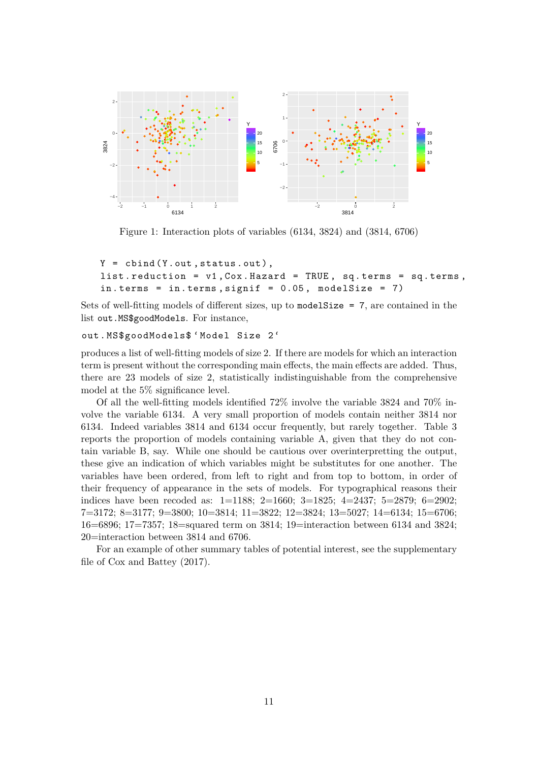Figure 1: Interaction plots of variables (6134, 3824) and (3814, 6706)

```
Y = cbind(Y.out,status.out),
list.reduction = v1,Cox.Hazard = TRUE, sq.terms = sq.terms,
in.terms = in.terms,signif = 0.05, modelSize = 7)
```

Sets of well-fitting models of different sizes, up to `modelSize = 7`, are contained in the list `out.MS$goodModels`. For instance,

```
out.MS$goodModels$`Model Size 2`
```

produces a list of well-fitting models of size 2. If there are models for which an interaction term is present without the corresponding main effects, the main effects are added. Thus, there are 23 models of size 2, statistically indistinguishable from the comprehensive model at the 5% significance level.

Of all the well-fitting models identified 72% involve the variable 3824 and 70% involve the variable 6134. A very small proportion of models contain neither 3814 nor 6134. Indeed variables 3814 and 6134 occur frequently, but rarely together. Table 3 reports the proportion of models containing variable A, given that they do not contain variable B, say. While one should be cautious over overinterpretting the output, these give an indication of which variables might be substitutes for one another. The variables have been ordered, from left to right and from top to bottom, in order of their frequency of appearance in the sets of models. For typographical reasons their indices have been recoded as: 1=1188; 2=1660; 3=1825; 4=2437; 5=2879; 6=2902; 7=3172; 8=3177; 9=3800; 10=3814; 11=3822; 12=3824; 13=5027; 14=6134; 15=6706; 16=6896; 17=7357; 18=squared term on 3814; 19=interaction between 6134 and 3824; 20=interaction between 3814 and 6706.

For an example of other summary tables of potential interest, see the supplementary file of Cox and Battey (2017).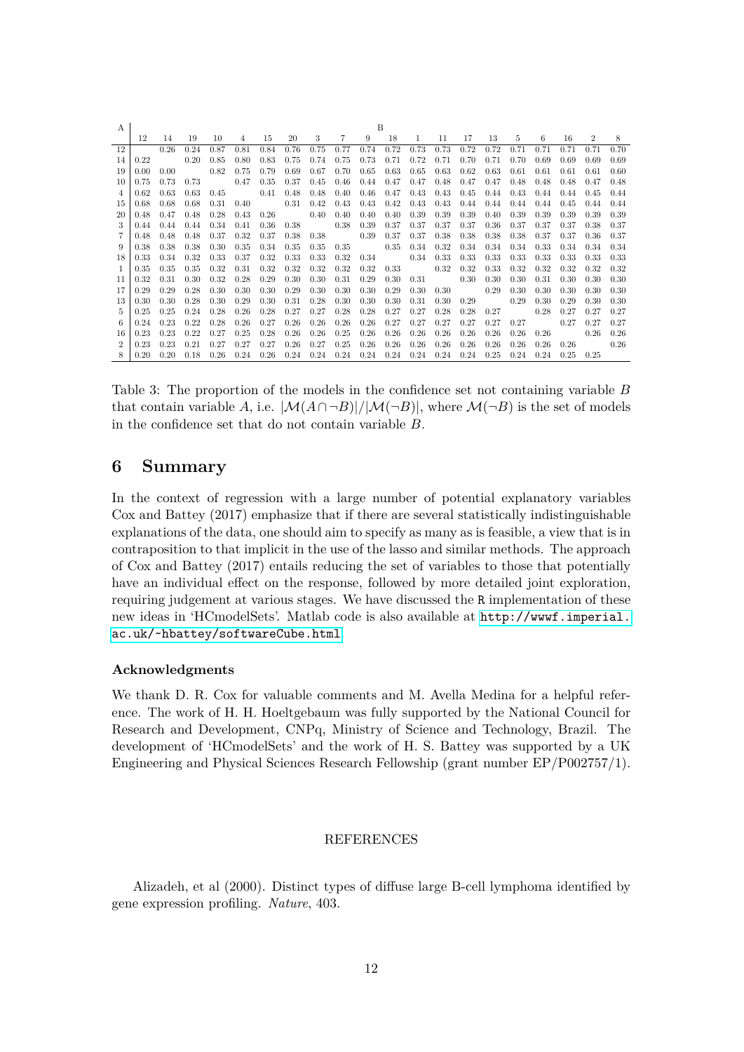| A | B | | | | | | | | | | | | | | | | | | | |
|---|---|---|---|---|---|---|---|---|---|---|---|---|---|---|---|---|---|---|---|---|
| | 12 | 14 | 19 | 10 | 4 | 15 | 20 | 3 | 7 | 9 | 18 | 1 | 11 | 17 | 13 | 5 | 6 | 16 | 2 | 8 |
| 12 | | 0.26 | 0.24 | 0.87 | 0.81 | 0.84 | 0.76 | 0.75 | 0.77 | 0.74 | 0.72 | 0.73 | 0.73 | 0.72 | 0.72 | 0.71 | 0.71 | 0.71 | 0.71 | 0.70 |
| 14 | 0.22 | | 0.20 | 0.85 | 0.80 | 0.83 | 0.75 | 0.74 | 0.75 | 0.73 | 0.71 | 0.72 | 0.71 | 0.70 | 0.71 | 0.70 | 0.69 | 0.69 | 0.69 | 0.69 |
| 19 | 0.00 | 0.00 | | 0.82 | 0.75 | 0.79 | 0.69 | 0.67 | 0.70 | 0.65 | 0.63 | 0.65 | 0.63 | 0.62 | 0.63 | 0.61 | 0.61 | 0.61 | 0.61 | 0.60 |
| 10 | 0.75 | 0.73 | 0.73 | | 0.47 | 0.35 | 0.37 | 0.45 | 0.46 | 0.44 | 0.47 | 0.47 | 0.48 | 0.47 | 0.47 | 0.48 | 0.48 | 0.48 | 0.47 | 0.48 |
| 4 | 0.62 | 0.63 | 0.63 | 0.45 | | 0.41 | 0.48 | 0.48 | 0.40 | 0.46 | 0.47 | 0.43 | 0.43 | 0.45 | 0.44 | 0.43 | 0.44 | 0.44 | 0.45 | 0.44 |
| 15 | 0.68 | 0.68 | 0.68 | 0.31 | 0.40 | | 0.31 | 0.42 | 0.43 | 0.43 | 0.42 | 0.43 | 0.43 | 0.44 | 0.44 | 0.44 | 0.44 | 0.45 | 0.44 | 0.44 |
| 20 | 0.48 | 0.47 | 0.48 | 0.28 | 0.43 | 0.26 | | 0.40 | 0.40 | 0.40 | 0.40 | 0.39 | 0.39 | 0.39 | 0.40 | 0.39 | 0.39 | 0.39 | 0.39 | 0.39 |
| 3 | 0.44 | 0.44 | 0.44 | 0.34 | 0.41 | 0.36 | 0.38 | | 0.38 | 0.39 | 0.37 | 0.37 | 0.37 | 0.37 | 0.36 | 0.37 | 0.37 | 0.37 | 0.38 | 0.37 |
| 7 | 0.48 | 0.48 | 0.48 | 0.37 | 0.32 | 0.37 | 0.38 | 0.38 | | 0.39 | 0.37 | 0.37 | 0.38 | 0.38 | 0.38 | 0.38 | 0.37 | 0.37 | 0.36 | 0.37 |
| 9 | 0.38 | 0.38 | 0.38 | 0.30 | 0.35 | 0.34 | 0.35 | 0.35 | 0.35 | | 0.35 | 0.34 | 0.32 | 0.34 | 0.34 | 0.34 | 0.33 | 0.34 | 0.34 | 0.34 |
| 18 | 0.33 | 0.34 | 0.32 | 0.33 | 0.37 | 0.32 | 0.33 | 0.33 | 0.32 | 0.34 | | 0.34 | 0.33 | 0.33 | 0.33 | 0.33 | 0.33 | 0.33 | 0.33 | 0.33 |
| 1 | 0.35 | 0.35 | 0.35 | 0.32 | 0.31 | 0.32 | 0.32 | 0.32 | 0.32 | 0.32 | 0.33 | | 0.32 | 0.32 | 0.33 | 0.32 | 0.32 | 0.32 | 0.32 | 0.32 |
| 11 | 0.32 | 0.31 | 0.30 | 0.32 | 0.28 | 0.29 | 0.30 | 0.30 | 0.31 | 0.29 | 0.30 | 0.31 | | 0.30 | 0.30 | 0.30 | 0.31 | 0.30 | 0.30 | 0.30 |
| 17 | 0.29 | 0.29 | 0.28 | 0.30 | 0.30 | 0.30 | 0.29 | 0.30 | 0.30 | 0.30 | 0.29 | 0.30 | 0.30 | | 0.29 | 0.30 | 0.30 | 0.30 | 0.30 | 0.30 |
| 13 | 0.30 | 0.30 | 0.28 | 0.30 | 0.29 | 0.30 | 0.31 | 0.28 | 0.30 | 0.30 | 0.30 | 0.31 | 0.30 | 0.29 | | 0.29 | 0.30 | 0.29 | 0.30 | 0.30 |
| 5 | 0.25 | 0.25 | 0.24 | 0.28 | 0.26 | 0.28 | 0.27 | 0.27 | 0.28 | 0.28 | 0.27 | 0.27 | 0.28 | 0.28 | 0.27 | | 0.28 | 0.27 | 0.27 | 0.27 |
| 6 | 0.24 | 0.23 | 0.22 | 0.28 | 0.26 | 0.27 | 0.26 | 0.26 | 0.26 | 0.26 | 0.27 | 0.27 | 0.27 | 0.27 | 0.27 | 0.27 | | 0.27 | 0.27 | 0.27 |
| 16 | 0.23 | 0.23 | 0.22 | 0.27 | 0.25 | 0.28 | 0.26 | 0.26 | 0.25 | 0.26 | 0.26 | 0.26 | 0.26 | 0.26 | 0.26 | 0.26 | 0.26 | | 0.26 | 0.26 |
| 2 | 0.23 | 0.23 | 0.21 | 0.27 | 0.27 | 0.27 | 0.26 | 0.27 | 0.25 | 0.26 | 0.26 | 0.26 | 0.26 | 0.26 | 0.26 | 0.26 | 0.26 | 0.26 | | 0.26 |
| 8 | 0.20 | 0.20 | 0.18 | 0.26 | 0.24 | 0.26 | 0.24 | 0.24 | 0.24 | 0.24 | 0.24 | 0.24 | 0.24 | 0.24 | 0.25 | 0.24 | 0.24 | 0.25 | 0.25 | |

Table 3: The proportion of the models in the confidence set not containing variable $B$ that contain variable $A$, i.e. $|\mathcal{M}(A \cap \neg B)|/|\mathcal{M}(\neg B)|$, where $\mathcal{M}(\neg B)$ is the set of models in the confidence set that do not contain variable $B$.

## 6 Summary

In the context of regression with a large number of potential explanatory variables Cox and Battey (2017) emphasize that if there are several statistically indistinguishable explanations of the data, one should aim to specify as many as is feasible, a view that is in contraposition to that implicit in the use of the lasso and similar methods. The approach of Cox and Battey (2017) entails reducing the set of variables to those that potentially have an individual effect on the response, followed by more detailed joint exploration, requiring judgement at various stages. We have discussed the `R` implementation of these new ideas in 'HCmodelSets'. Matlab code is also available at http://wwwf.imperial.ac.uk/~hbattey/softwareCube.html.

#### Acknowledgments

We thank D. R. Cox for valuable comments and M. Avella Medina for a helpful reference. The work of H. H. Hoeltgebaum was fully supported by the National Council for Research and Development, CNPq, Ministry of Science and Technology, Brazil. The development of 'HCmodelSets' and the work of H. S. Battey was supported by a UK Engineering and Physical Sciences Research Fellowship (grant number EP/P002757/1).

### REFERENCES

Alizadeh, et al (2000). Distinct types of diffuse large B-cell lymphoma identified by gene expression profiling. *Nature*, 403.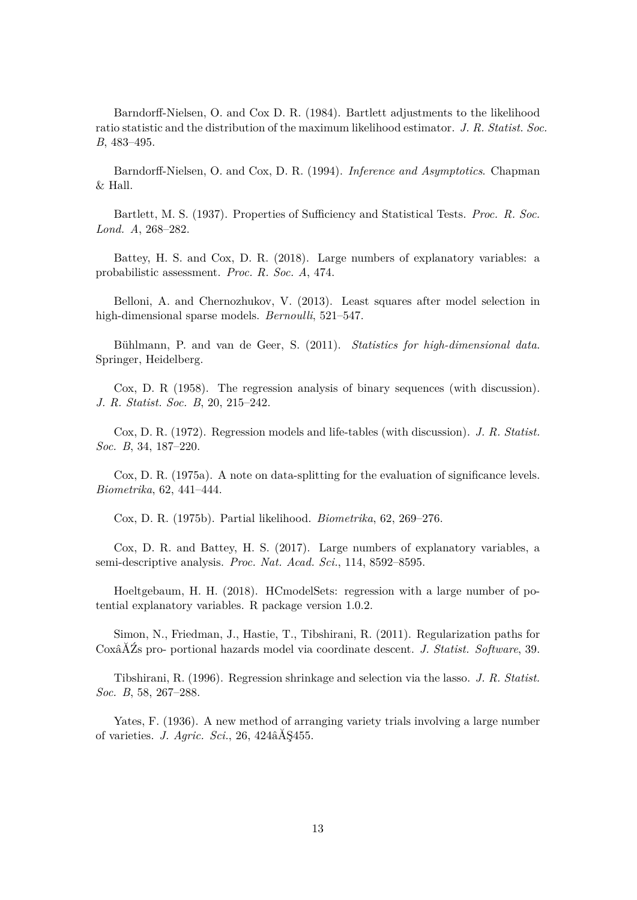Barndorff-Nielsen, O. and Cox D. R. (1984). Bartlett adjustments to the likelihood ratio statistic and the distribution of the maximum likelihood estimator. *J. R. Statist. Soc. B*, 483–495.

Barndorff-Nielsen, O. and Cox, D. R. (1994). *Inference and Asymptotics*. Chapman & Hall.

Bartlett, M. S. (1937). Properties of Sufficiency and Statistical Tests. *Proc. R. Soc. Lond. A*, 268–282.

Battey, H. S. and Cox, D. R. (2018). Large numbers of explanatory variables: a probabilistic assessment. *Proc. R. Soc. A*, 474.

Belloni, A. and Chernozhukov, V. (2013). Least squares after model selection in high-dimensional sparse models. *Bernoulli*, 521–547.

Bühlmann, P. and van de Geer, S. (2011). *Statistics for high-dimensional data*. Springer, Heidelberg.

Cox, D. R (1958). The regression analysis of binary sequences (with discussion). *J. R. Statist. Soc. B*, 20, 215–242.

Cox, D. R. (1972). Regression models and life-tables (with discussion). *J. R. Statist. Soc. B*, 34, 187–220.

Cox, D. R. (1975a). A note on data-splitting for the evaluation of significance levels. *Biometrika*, 62, 441–444.

Cox, D. R. (1975b). Partial likelihood. *Biometrika*, 62, 269–276.

Cox, D. R. and Battey, H. S. (2017). Large numbers of explanatory variables, a semi-descriptive analysis. *Proc. Nat. Acad. Sci.*, 114, 8592–8595.

Hoeltgebaum, H. H. (2018). HCmodelSets: regression with a large number of potential explanatory variables. R package version 1.0.2.

Simon, N., Friedman, J., Hastie, T., Tibshirani, R. (2011). Regularization paths for CoxâĂŹs pro- portional hazards model via coordinate descent. *J. Statist. Software*, 39.

Tibshirani, R. (1996). Regression shrinkage and selection via the lasso. *J. R. Statist. Soc. B*, 58, 267–288.

Yates, F. (1936). A new method of arranging variety trials involving a large number of varieties. *J. Agric. Sci.*, 26, 424âĂŞ455.